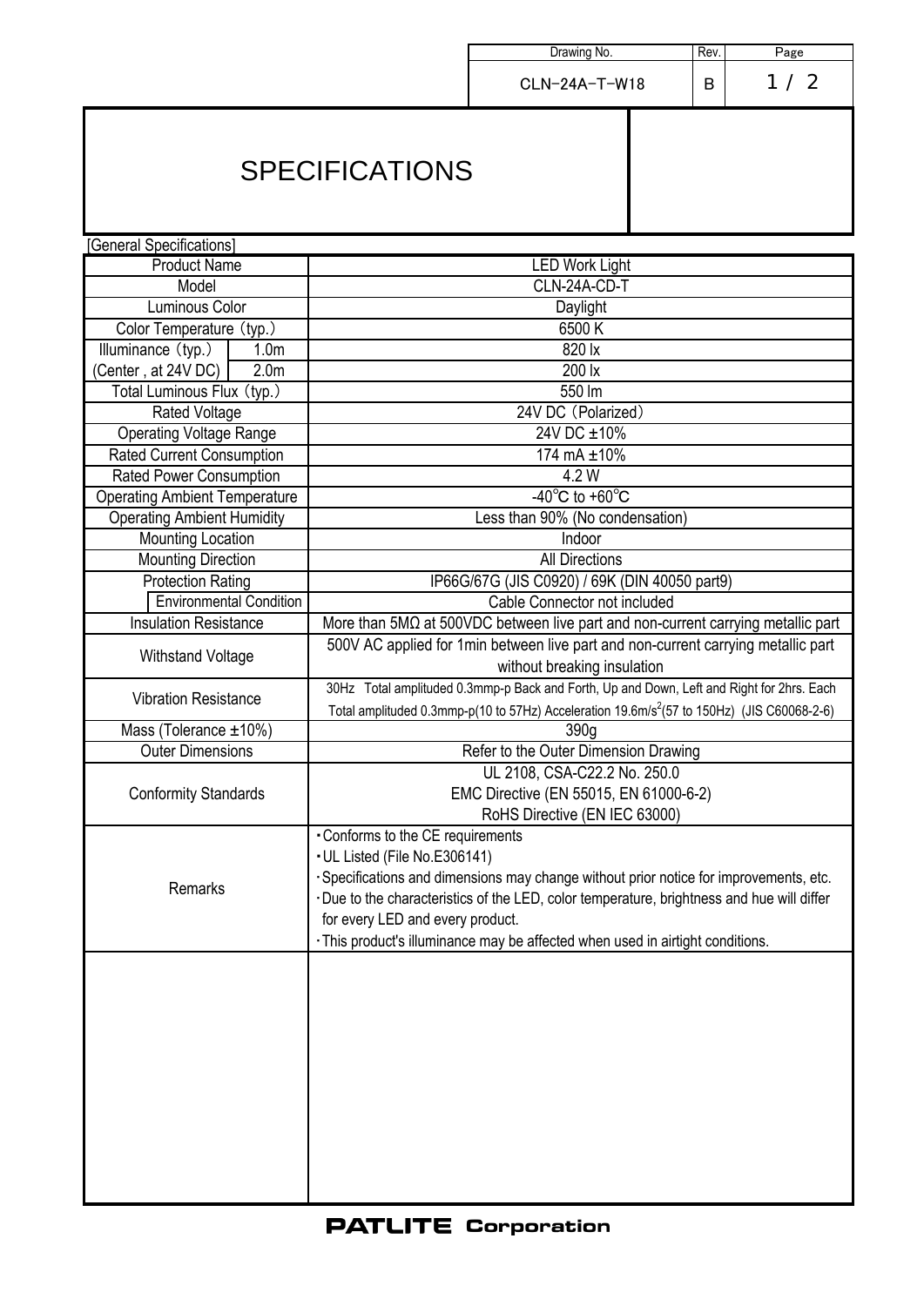Drawing No. CLN-24A-T-W18 Rev. B

# SPECIFICATIONS

[General Specifications]

| Item | | Specification |
|---|---|---|
| Product Name | | LED Work Light |
| Model | | CLN-24A-CD-T |
| Luminous Color | | Daylight |
| Color Temperature (typ.) | | 6500 K |
| Illuminance (typ.) (Center , at 24V DC) | 1.0m | 820 lx |
| | 2.0m | 200 lx |
| Total Luminous Flux (typ.) | | 550 lm |
| Rated Voltage | | 24V DC (Polarized) |
| Operating Voltage Range | | 24V DC ±10% |
| Rated Current Consumption | | 174 mA ±10% |
| Rated Power Consumption | | 4.2 W |
| Operating Ambient Temperature | | -40℃ to +60℃ |
| Operating Ambient Humidity | | Less than 90% (No condensation) |
| Mounting Location | | Indoor |
| Mounting Direction | | All Directions |
| Protection Rating | | IP66G/67G (JIS C0920) / 69K (DIN 40050 part9) |
| | Environmental Condition | Cable Connector not included |
| Insulation Resistance | | More than 5MΩ at 500VDC between live part and non-current carrying metallic part |
| Withstand Voltage | | 500V AC applied for 1min between live part and non-current carrying metallic part without breaking insulation |
| Vibration Resistance | | 30Hz Total amplituded 0.3mmp-p Back and Forth, Up and Down, Left and Right for 2hrs. Each Total amplituded 0.3mmp-p(10 to 57Hz) Acceleration 19.6m/s$^2$(57 to 150Hz) (JIS C60068-2-6) |
| Mass (Tolerance ±10%) | | 390g |
| Outer Dimensions | | Refer to the Outer Dimension Drawing |
| Conformity Standards | | UL 2108, CSA-C22.2 No. 250.0<br>EMC Directive (EN 55015, EN 61000-6-2)<br>RoHS Directive (EN IEC 63000) |
| Remarks | | ・Conforms to the CE requirements<br>・UL Listed (File No.E306141)<br>・Specifications and dimensions may change without prior notice for improvements, etc.<br>・Due to the characteristics of the LED, color temperature, brightness and hue will differ for every LED and every product.<br>・This product's illuminance may be affected when used in airtight conditions. |

**PATLITE Corporation**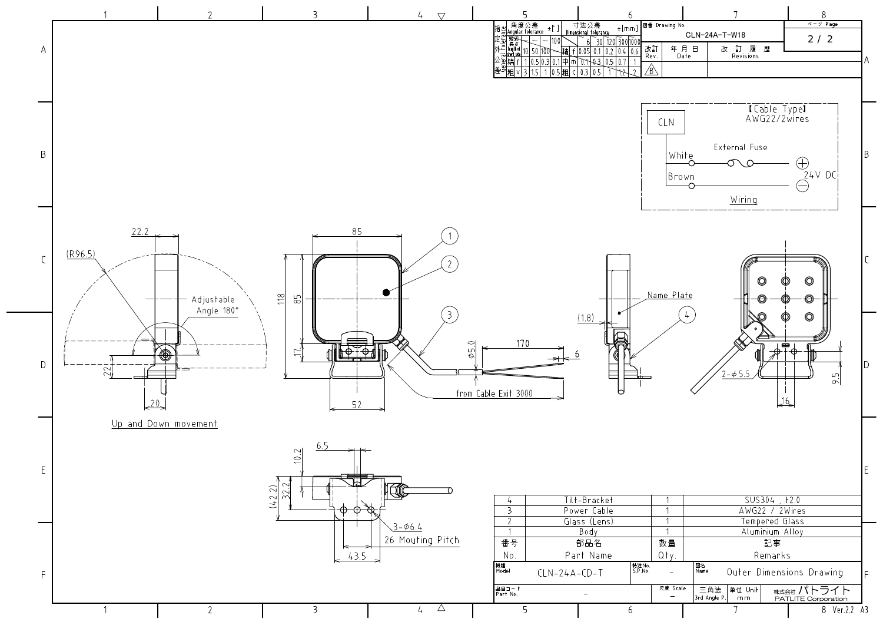| 図番 Drawing No. | ページ Page |
|---|---|
| CLN-24A-T-W18 | 2 / 2 |

**General tolerance (指定外公差)**

| 角度公差 Angular tolerance ±[°] | | | | | 寸法公差 Dimensional tolerance ±[mm] | | | | | | |
|---|---|---|---|---|---|---|---|---|---|---|---|
| 短辺の長さ | | ~10 | ~50 | ~100 | | | 6 | 30 | 120 | 300 | 1000 |
| | | 10 | 50 | 100 | 精 | f | 0.05 | 0.1 | 0.2 | 0.4 | 0.6 |
| 精 | f | 1 | 0.5 | 0.3 | 0.1 中 | m | 0.1 | 0.3 | 0.5 | 0.7 | 1 |
| 粗 | v | 3 | 1.5 | 1 | 0.5 粗 | c | 0.3 | 0.5 | 1 | 1.2 | 2 |

| 改訂 Rev. | 年月日 Date | 改訂履歴 Revisions |
|---|---|---|
| B | | |

【Cable Type】
AWG22/2wires

CLN

White — External Fuse — ⊕ 24V DC

Brown — ⊖

Wiring

22.2

(R96.5)

Adjustable Angle 180°

22

20

Up and Down movement

85

118

85

17

52

1
2
3

ϕ5.0

170

6

from Cable Exit 3000

6.5

10.2

(42.2)

32.2

3-ϕ6.4

26 Mouting Pitch

43.5

Name Plate

(1.8)

4

2-ϕ5.5

9.5

16

| 番号 No. | 部品名 Part Name | 数量 Qty. | 記事 Remarks |
|---|---|---|---|
| 4 | Tilt-Bracket | 1 | SUS304 , t2.0 |
| 3 | Power Cable | 1 | AWG22 / 2Wires |
| 2 | Glass (Lens) | 1 | Tempered Glass |
| 1 | Body | 1 | Aluminium Alloy |

| | | | | | |
|---|---|---|---|---|---|
| 機種 Model | CLN-24A-CD-T | 特注No. S.P.No. | - | 図名 Name | Outer Dimensions Drawing |
| 品目コード Part No. | - | 尺度 Scale | - | 三角法 3rd Angle P. | 単位 Unit mm |

株式会社パトライト PATLITE Corporation